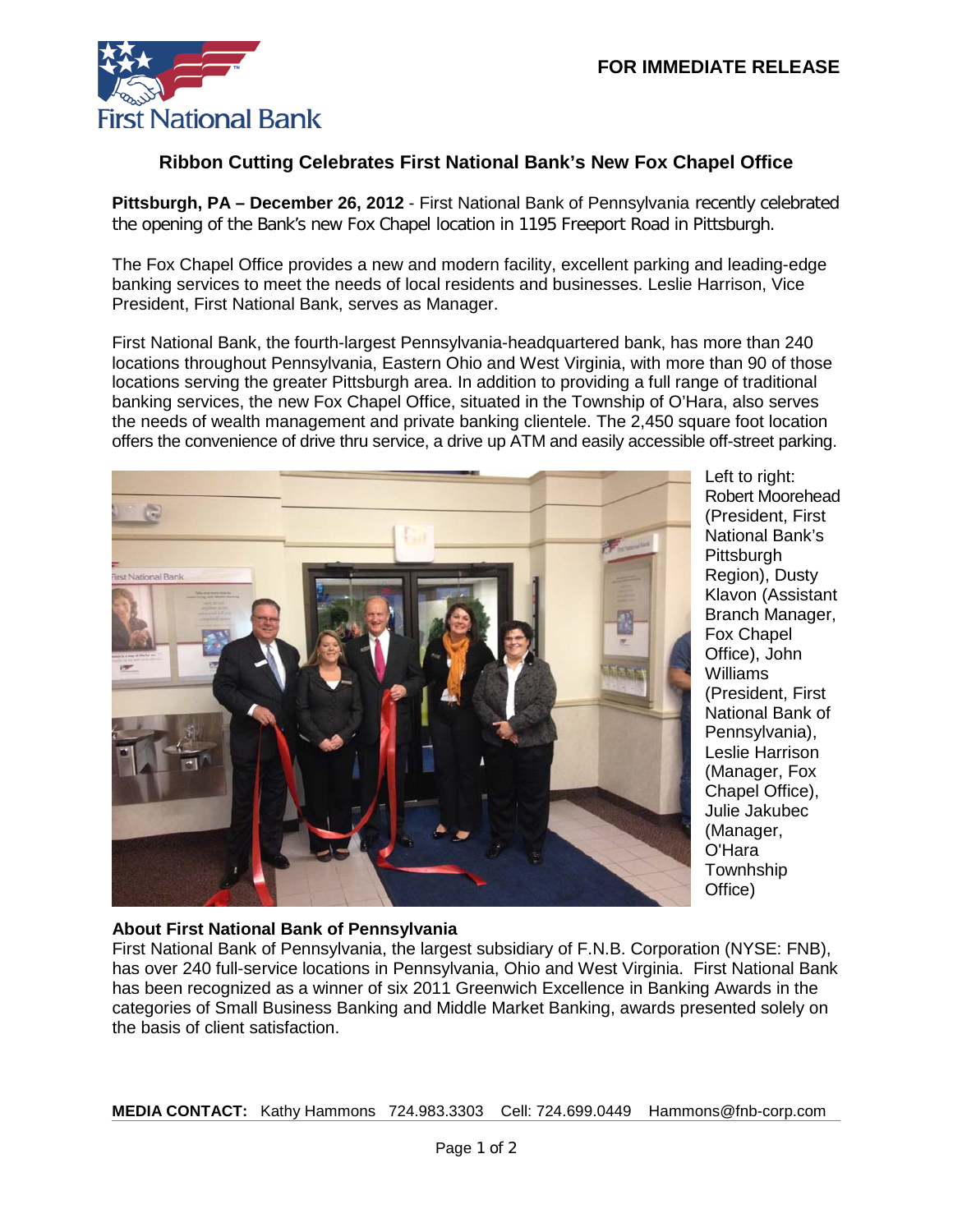**FOR IMMEDIATE RELEASE**

## Ribbon Cutting Celebrates First National Bank's New Fox Chapel Office

**Pittsburgh, PA – December 26, 2012** - First National Bank of Pennsylvania recently celebrated the opening of the Bank's new Fox Chapel location in 1195 Freeport Road in Pittsburgh.

The Fox Chapel Office provides a new and modern facility, excellent parking and leading-edge banking services to meet the needs of local residents and businesses. Leslie Harrison, Vice President, First National Bank, serves as Manager.

First National Bank, the fourth-largest Pennsylvania-headquartered bank, has more than 240 locations throughout Pennsylvania, Eastern Ohio and West Virginia, with more than 90 of those locations serving the greater Pittsburgh area. In addition to providing a full range of traditional banking services, the new Fox Chapel Office, situated in the Township of O'Hara, also serves the needs of wealth management and private banking clientele. The 2,450 square foot location offers the convenience of drive thru service, a drive up ATM and easily accessible off-street parking.

Left to right: Robert Moorehead (President, First National Bank's Pittsburgh Region), Dusty Klavon (Assistant Branch Manager, Fox Chapel Office), John Williams (President, First National Bank of Pennsylvania), Leslie Harrison (Manager, Fox Chapel Office), Julie Jakubec (Manager, O'Hara Townhship Office)

**About First National Bank of Pennsylvania**

First National Bank of Pennsylvania, the largest subsidiary of F.N.B. Corporation (NYSE: FNB), has over 240 full-service locations in Pennsylvania, Ohio and West Virginia. First National Bank has been recognized as a winner of six 2011 Greenwich Excellence in Banking Awards in the categories of Small Business Banking and Middle Market Banking, awards presented solely on the basis of client satisfaction.

**MEDIA CONTACT:** Kathy Hammons 724.983.3303 Cell: 724.699.0449 Hammons@fnb-corp.com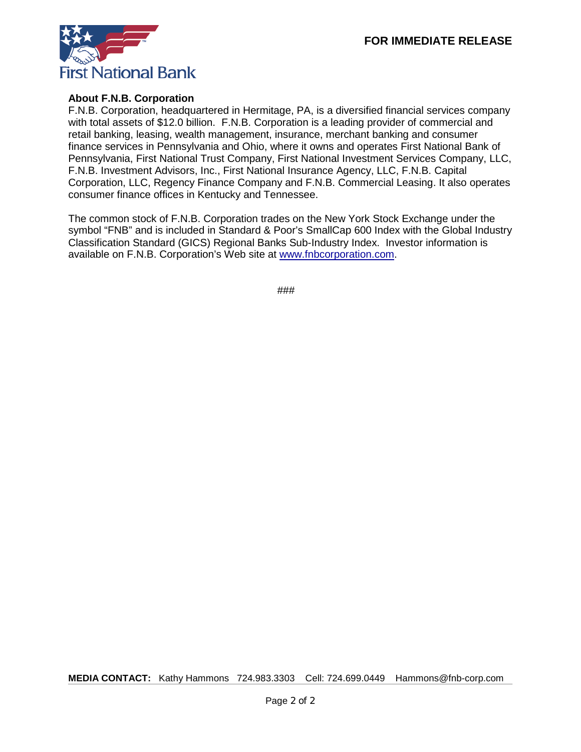**FOR IMMEDIATE RELEASE**

**About F.N.B. Corporation**

F.N.B. Corporation, headquartered in Hermitage, PA, is a diversified financial services company with total assets of $12.0 billion. F.N.B. Corporation is a leading provider of commercial and retail banking, leasing, wealth management, insurance, merchant banking and consumer finance services in Pennsylvania and Ohio, where it owns and operates First National Bank of Pennsylvania, First National Trust Company, First National Investment Services Company, LLC, F.N.B. Investment Advisors, Inc., First National Insurance Agency, LLC, F.N.B. Capital Corporation, LLC, Regency Finance Company and F.N.B. Commercial Leasing. It also operates consumer finance offices in Kentucky and Tennessee.

The common stock of F.N.B. Corporation trades on the New York Stock Exchange under the symbol "FNB" and is included in Standard & Poor's SmallCap 600 Index with the Global Industry Classification Standard (GICS) Regional Banks Sub-Industry Index. Investor information is available on F.N.B. Corporation's Web site at www.fnbcorporation.com.

###

**MEDIA CONTACT:** Kathy Hammons 724.983.3303 Cell: 724.699.0449 Hammons@fnb-corp.com